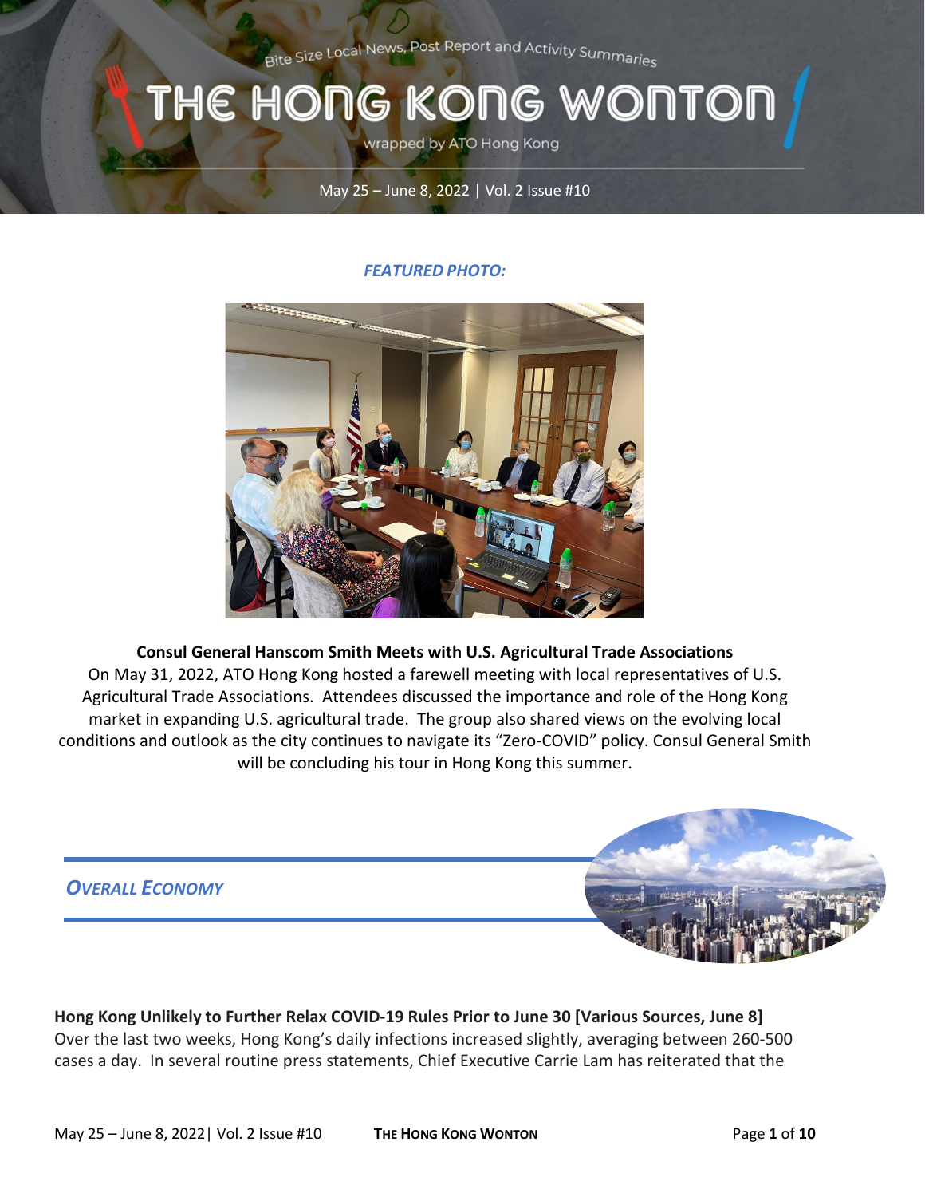Bite Size Local News, Post Report and Activity Summaries

# THE HONG KONG WONTON

wrapped by ATO Hong Kong

May 25 – June 8, 2022 | Vol. 2 Issue #10

***FEATURED PHOTO:***

**Consul General Hanscom Smith Meets with U.S. Agricultural Trade Associations**

On May 31, 2022, ATO Hong Kong hosted a farewell meeting with local representatives of U.S. Agricultural Trade Associations. Attendees discussed the importance and role of the Hong Kong market in expanding U.S. agricultural trade. The group also shared views on the evolving local conditions and outlook as the city continues to navigate its "Zero-COVID" policy. Consul General Smith will be concluding his tour in Hong Kong this summer.

## *OVERALL ECONOMY*

**Hong Kong Unlikely to Further Relax COVID-19 Rules Prior to June 30 [Various Sources, June 8]**

Over the last two weeks, Hong Kong's daily infections increased slightly, averaging between 260-500 cases a day. In several routine press statements, Chief Executive Carrie Lam has reiterated that the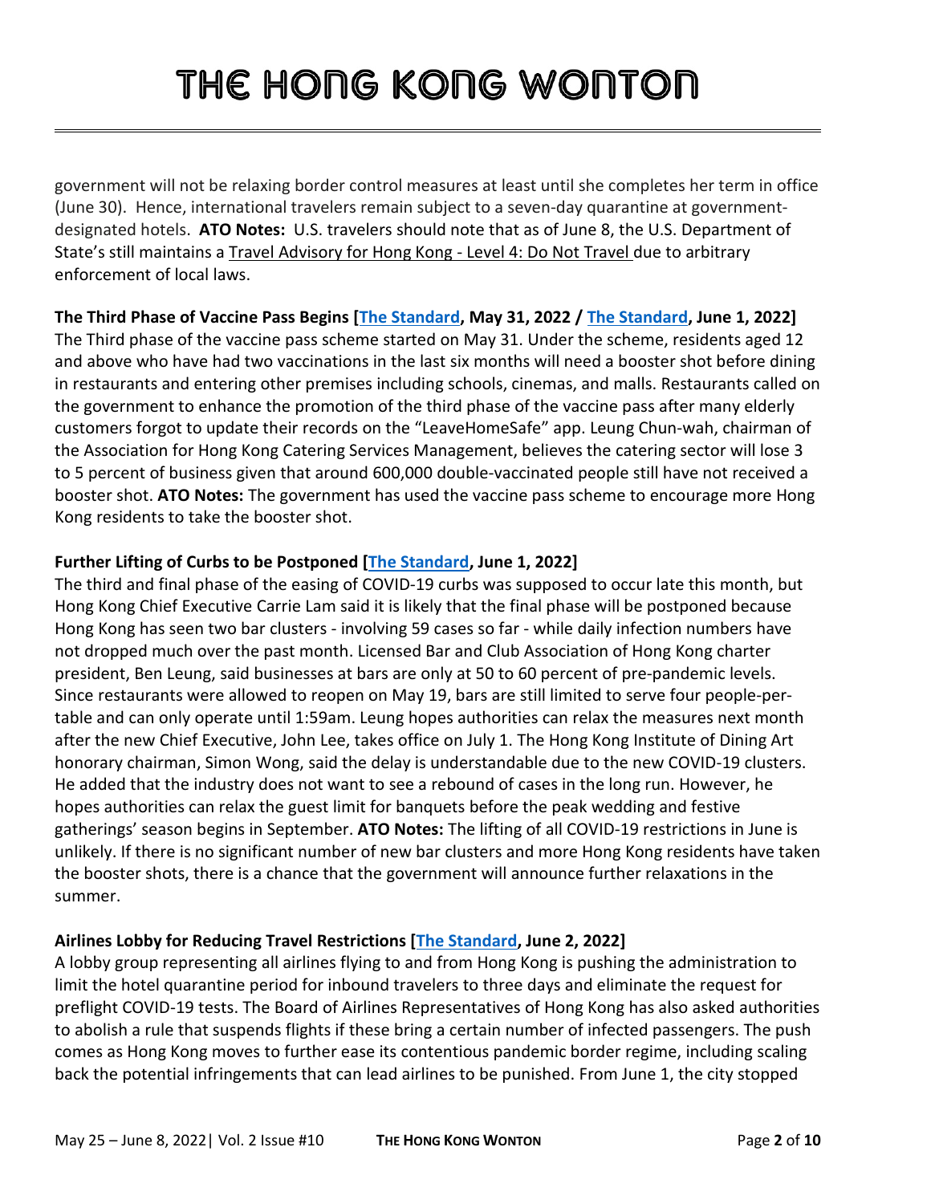government will not be relaxing border control measures at least until she completes her term in office (June 30). Hence, international travelers remain subject to a seven-day quarantine at government-designated hotels. **ATO Notes:** U.S. travelers should note that as of June 8, the U.S. Department of State's still maintains a Travel Advisory for Hong Kong - Level 4: Do Not Travel due to arbitrary enforcement of local laws.

**The Third Phase of Vaccine Pass Begins [The Standard, May 31, 2022 / The Standard, June 1, 2022]**
The Third phase of the vaccine pass scheme started on May 31. Under the scheme, residents aged 12 and above who have had two vaccinations in the last six months will need a booster shot before dining in restaurants and entering other premises including schools, cinemas, and malls. Restaurants called on the government to enhance the promotion of the third phase of the vaccine pass after many elderly customers forgot to update their records on the "LeaveHomeSafe" app. Leung Chun-wah, chairman of the Association for Hong Kong Catering Services Management, believes the catering sector will lose 3 to 5 percent of business given that around 600,000 double-vaccinated people still have not received a booster shot. **ATO Notes:** The government has used the vaccine pass scheme to encourage more Hong Kong residents to take the booster shot.

**Further Lifting of Curbs to be Postponed [The Standard, June 1, 2022]**
The third and final phase of the easing of COVID-19 curbs was supposed to occur late this month, but Hong Kong Chief Executive Carrie Lam said it is likely that the final phase will be postponed because Hong Kong has seen two bar clusters - involving 59 cases so far - while daily infection numbers have not dropped much over the past month. Licensed Bar and Club Association of Hong Kong charter president, Ben Leung, said businesses at bars are only at 50 to 60 percent of pre-pandemic levels. Since restaurants were allowed to reopen on May 19, bars are still limited to serve four people-per-table and can only operate until 1:59am. Leung hopes authorities can relax the measures next month after the new Chief Executive, John Lee, takes office on July 1. The Hong Kong Institute of Dining Art honorary chairman, Simon Wong, said the delay is understandable due to the new COVID-19 clusters. He added that the industry does not want to see a rebound of cases in the long run. However, he hopes authorities can relax the guest limit for banquets before the peak wedding and festive gatherings' season begins in September. **ATO Notes:** The lifting of all COVID-19 restrictions in June is unlikely. If there is no significant number of new bar clusters and more Hong Kong residents have taken the booster shots, there is a chance that the government will announce further relaxations in the summer.

**Airlines Lobby for Reducing Travel Restrictions [The Standard, June 2, 2022]**
A lobby group representing all airlines flying to and from Hong Kong is pushing the administration to limit the hotel quarantine period for inbound travelers to three days and eliminate the request for preflight COVID-19 tests. The Board of Airlines Representatives of Hong Kong has also asked authorities to abolish a rule that suspends flights if these bring a certain number of infected passengers. The push comes as Hong Kong moves to further ease its contentious pandemic border regime, including scaling back the potential infringements that can lead airlines to be punished. From June 1, the city stopped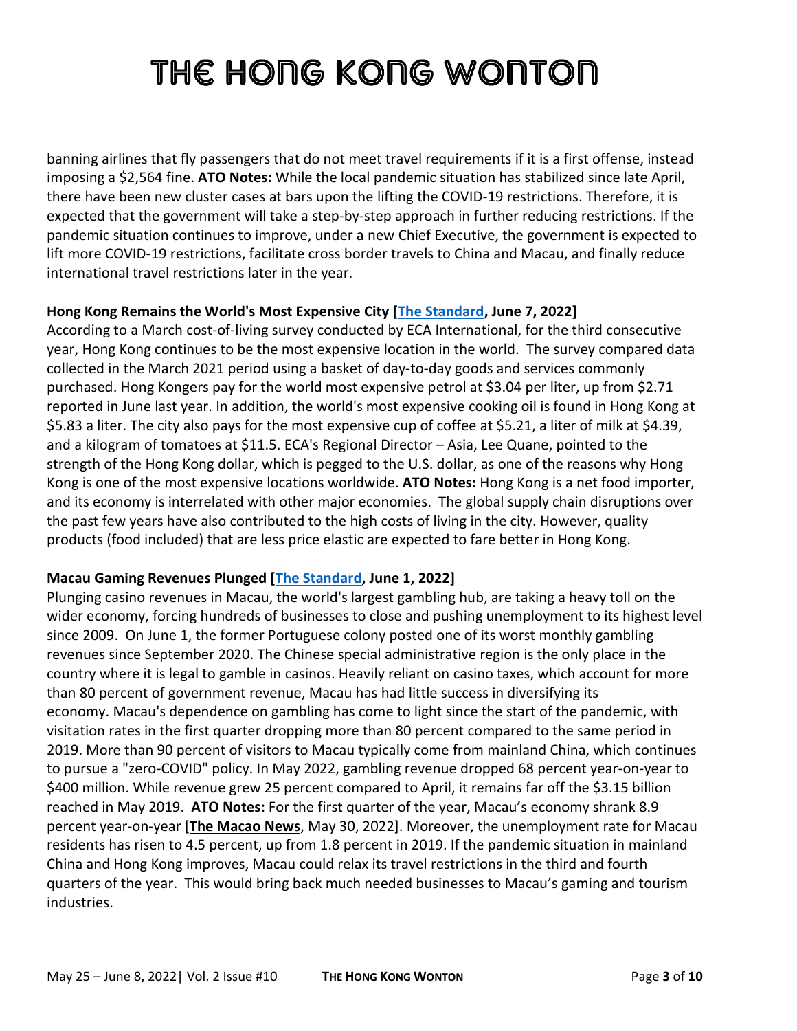banning airlines that fly passengers that do not meet travel requirements if it is a first offense, instead imposing a $2,564 fine. **ATO Notes:** While the local pandemic situation has stabilized since late April, there have been new cluster cases at bars upon the lifting the COVID-19 restrictions. Therefore, it is expected that the government will take a step-by-step approach in further reducing restrictions. If the pandemic situation continues to improve, under a new Chief Executive, the government is expected to lift more COVID-19 restrictions, facilitate cross border travels to China and Macau, and finally reduce international travel restrictions later in the year.

**Hong Kong Remains the World's Most Expensive City [The Standard, June 7, 2022]**

According to a March cost-of-living survey conducted by ECA International, for the third consecutive year, Hong Kong continues to be the most expensive location in the world. The survey compared data collected in the March 2021 period using a basket of day-to-day goods and services commonly purchased. Hong Kongers pay for the world most expensive petrol at $3.04 per liter, up from $2.71 reported in June last year. In addition, the world's most expensive cooking oil is found in Hong Kong at $5.83 a liter. The city also pays for the most expensive cup of coffee at $5.21, a liter of milk at $4.39, and a kilogram of tomatoes at $11.5. ECA's Regional Director – Asia, Lee Quane, pointed to the strength of the Hong Kong dollar, which is pegged to the U.S. dollar, as one of the reasons why Hong Kong is one of the most expensive locations worldwide. **ATO Notes:** Hong Kong is a net food importer, and its economy is interrelated with other major economies. The global supply chain disruptions over the past few years have also contributed to the high costs of living in the city. However, quality products (food included) that are less price elastic are expected to fare better in Hong Kong.

**Macau Gaming Revenues Plunged [The Standard, June 1, 2022]**

Plunging casino revenues in Macau, the world's largest gambling hub, are taking a heavy toll on the wider economy, forcing hundreds of businesses to close and pushing unemployment to its highest level since 2009. On June 1, the former Portuguese colony posted one of its worst monthly gambling revenues since September 2020. The Chinese special administrative region is the only place in the country where it is legal to gamble in casinos. Heavily reliant on casino taxes, which account for more than 80 percent of government revenue, Macau has had little success in diversifying its economy. Macau's dependence on gambling has come to light since the start of the pandemic, with visitation rates in the first quarter dropping more than 80 percent compared to the same period in 2019. More than 90 percent of visitors to Macau typically come from mainland China, which continues to pursue a "zero-COVID" policy. In May 2022, gambling revenue dropped 68 percent year-on-year to $400 million. While revenue grew 25 percent compared to April, it remains far off the $3.15 billion reached in May 2019. **ATO Notes:** For the first quarter of the year, Macau's economy shrank 8.9 percent year-on-year [**The Macao News**, May 30, 2022]. Moreover, the unemployment rate for Macau residents has risen to 4.5 percent, up from 1.8 percent in 2019. If the pandemic situation in mainland China and Hong Kong improves, Macau could relax its travel restrictions in the third and fourth quarters of the year. This would bring back much needed businesses to Macau's gaming and tourism industries.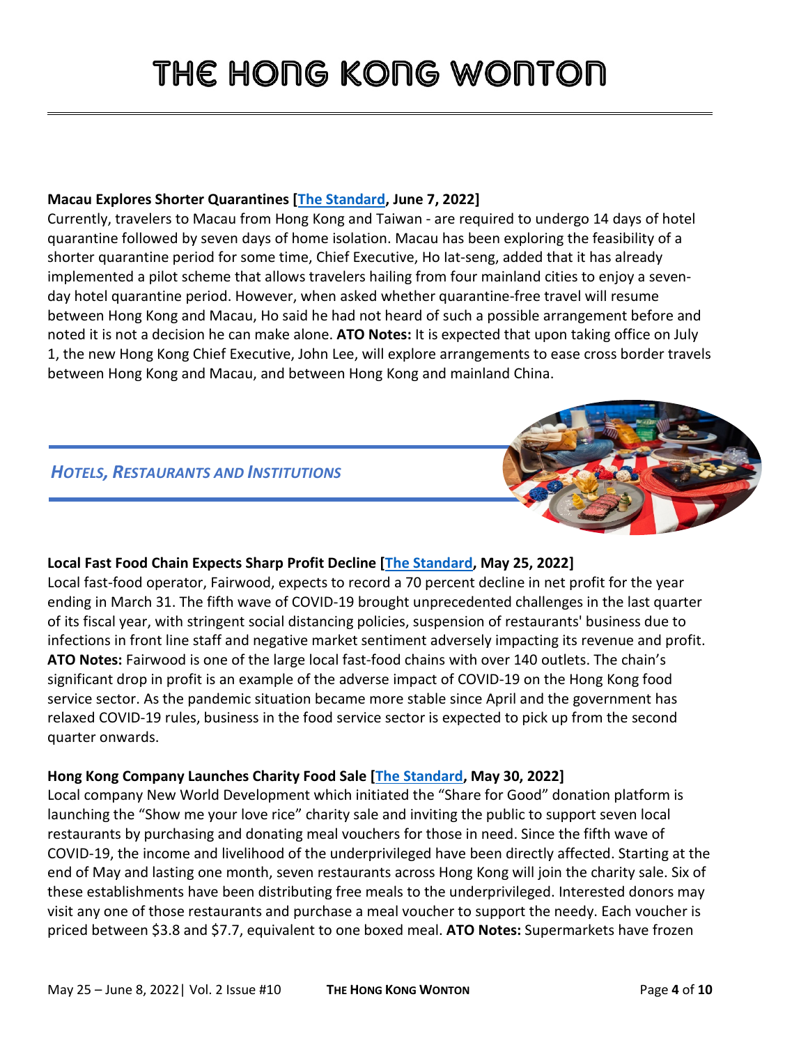**Macau Explores Shorter Quarantines [The Standard, June 7, 2022]**
Currently, travelers to Macau from Hong Kong and Taiwan - are required to undergo 14 days of hotel quarantine followed by seven days of home isolation. Macau has been exploring the feasibility of a shorter quarantine period for some time, Chief Executive, Ho Iat-seng, added that it has already implemented a pilot scheme that allows travelers hailing from four mainland cities to enjoy a seven-day hotel quarantine period. However, when asked whether quarantine-free travel will resume between Hong Kong and Macau, Ho said he had not heard of such a possible arrangement before and noted it is not a decision he can make alone. **ATO Notes:** It is expected that upon taking office on July 1, the new Hong Kong Chief Executive, John Lee, will explore arrangements to ease cross border travels between Hong Kong and Macau, and between Hong Kong and mainland China.

## *Hotels, Restaurants and Institutions*

**Local Fast Food Chain Expects Sharp Profit Decline [The Standard, May 25, 2022]**
Local fast-food operator, Fairwood, expects to record a 70 percent decline in net profit for the year ending in March 31. The fifth wave of COVID-19 brought unprecedented challenges in the last quarter of its fiscal year, with stringent social distancing policies, suspension of restaurants' business due to infections in front line staff and negative market sentiment adversely impacting its revenue and profit. **ATO Notes:** Fairwood is one of the large local fast-food chains with over 140 outlets. The chain's significant drop in profit is an example of the adverse impact of COVID-19 on the Hong Kong food service sector. As the pandemic situation became more stable since April and the government has relaxed COVID-19 rules, business in the food service sector is expected to pick up from the second quarter onwards.

**Hong Kong Company Launches Charity Food Sale [The Standard, May 30, 2022]**
Local company New World Development which initiated the "Share for Good" donation platform is launching the "Show me your love rice" charity sale and inviting the public to support seven local restaurants by purchasing and donating meal vouchers for those in need. Since the fifth wave of COVID-19, the income and livelihood of the underprivileged have been directly affected. Starting at the end of May and lasting one month, seven restaurants across Hong Kong will join the charity sale. Six of these establishments have been distributing free meals to the underprivileged. Interested donors may visit any one of those restaurants and purchase a meal voucher to support the needy. Each voucher is priced between $3.8 and $7.7, equivalent to one boxed meal. **ATO Notes:** Supermarkets have frozen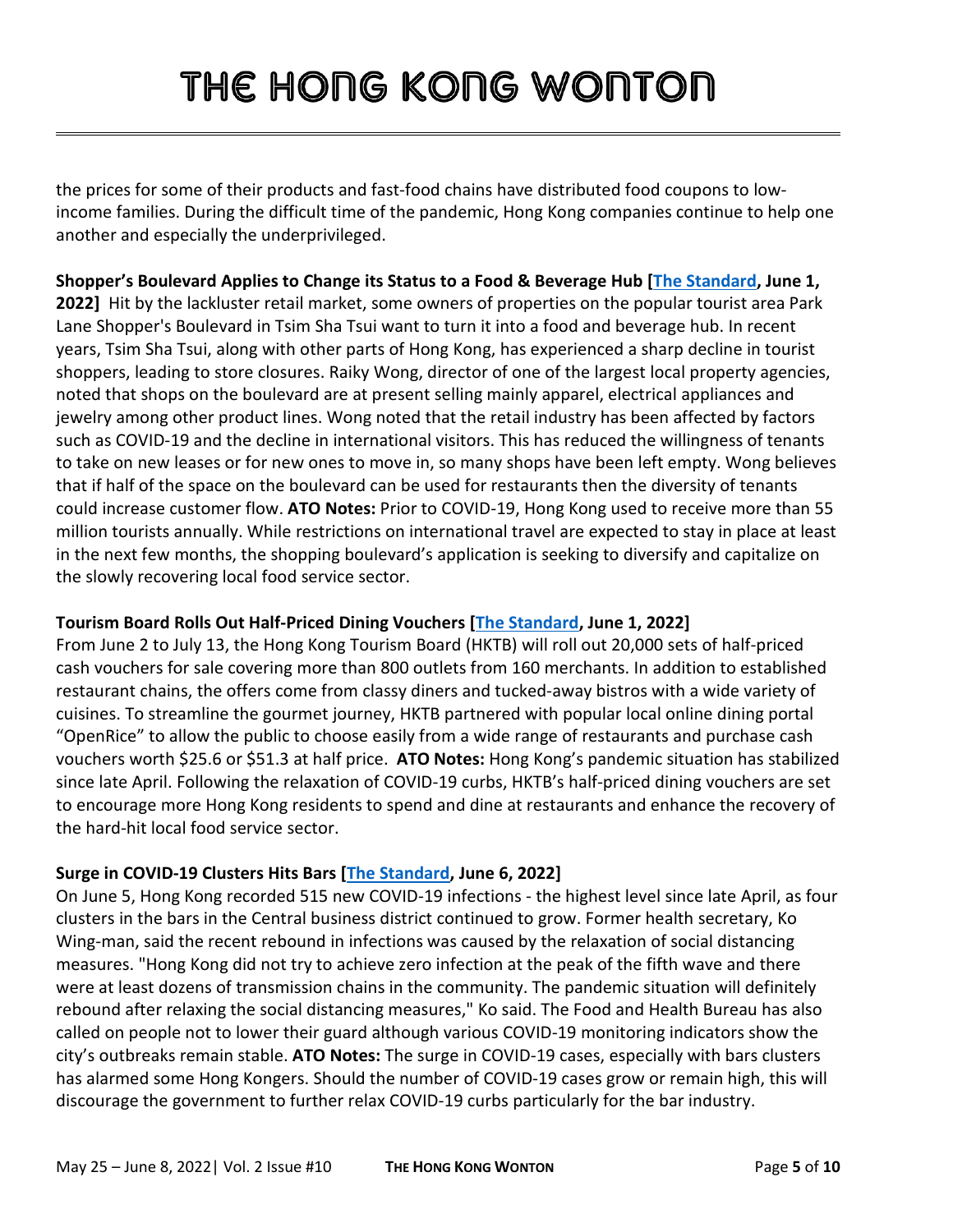the prices for some of their products and fast-food chains have distributed food coupons to low-income families. During the difficult time of the pandemic, Hong Kong companies continue to help one another and especially the underprivileged.

**Shopper's Boulevard Applies to Change its Status to a Food & Beverage Hub [The Standard, June 1, 2022]** Hit by the lackluster retail market, some owners of properties on the popular tourist area Park Lane Shopper's Boulevard in Tsim Sha Tsui want to turn it into a food and beverage hub. In recent years, Tsim Sha Tsui, along with other parts of Hong Kong, has experienced a sharp decline in tourist shoppers, leading to store closures. Raiky Wong, director of one of the largest local property agencies, noted that shops on the boulevard are at present selling mainly apparel, electrical appliances and jewelry among other product lines. Wong noted that the retail industry has been affected by factors such as COVID-19 and the decline in international visitors. This has reduced the willingness of tenants to take on new leases or for new ones to move in, so many shops have been left empty. Wong believes that if half of the space on the boulevard can be used for restaurants then the diversity of tenants could increase customer flow. **ATO Notes:** Prior to COVID-19, Hong Kong used to receive more than 55 million tourists annually. While restrictions on international travel are expected to stay in place at least in the next few months, the shopping boulevard's application is seeking to diversify and capitalize on the slowly recovering local food service sector.

**Tourism Board Rolls Out Half-Priced Dining Vouchers [The Standard, June 1, 2022]**

From June 2 to July 13, the Hong Kong Tourism Board (HKTB) will roll out 20,000 sets of half-priced cash vouchers for sale covering more than 800 outlets from 160 merchants. In addition to established restaurant chains, the offers come from classy diners and tucked-away bistros with a wide variety of cuisines. To streamline the gourmet journey, HKTB partnered with popular local online dining portal "OpenRice" to allow the public to choose easily from a wide range of restaurants and purchase cash vouchers worth $25.6 or $51.3 at half price. **ATO Notes:** Hong Kong's pandemic situation has stabilized since late April. Following the relaxation of COVID-19 curbs, HKTB's half-priced dining vouchers are set to encourage more Hong Kong residents to spend and dine at restaurants and enhance the recovery of the hard-hit local food service sector.

**Surge in COVID-19 Clusters Hits Bars [The Standard, June 6, 2022]**

On June 5, Hong Kong recorded 515 new COVID-19 infections - the highest level since late April, as four clusters in the bars in the Central business district continued to grow. Former health secretary, Ko Wing-man, said the recent rebound in infections was caused by the relaxation of social distancing measures. "Hong Kong did not try to achieve zero infection at the peak of the fifth wave and there were at least dozens of transmission chains in the community. The pandemic situation will definitely rebound after relaxing the social distancing measures," Ko said. The Food and Health Bureau has also called on people not to lower their guard although various COVID-19 monitoring indicators show the city's outbreaks remain stable. **ATO Notes:** The surge in COVID-19 cases, especially with bars clusters has alarmed some Hong Kongers. Should the number of COVID-19 cases grow or remain high, this will discourage the government to further relax COVID-19 curbs particularly for the bar industry.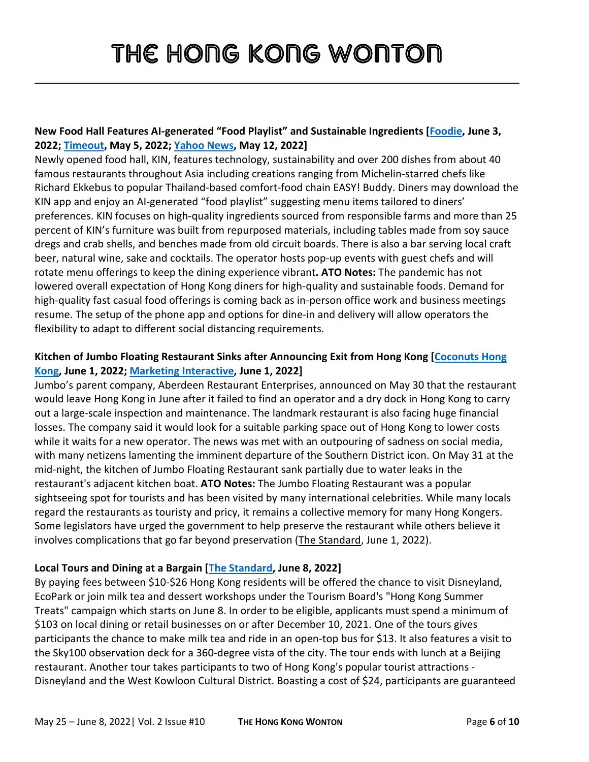# THE HONG KONG WONTON

**New Food Hall Features AI-generated "Food Playlist" and Sustainable Ingredients [Foodie, June 3, 2022; Timeout, May 5, 2022; Yahoo News, May 12, 2022]**

Newly opened food hall, KIN, features technology, sustainability and over 200 dishes from about 40 famous restaurants throughout Asia including creations ranging from Michelin-starred chefs like Richard Ekkebus to popular Thailand-based comfort-food chain EASY! Buddy. Diners may download the KIN app and enjoy an AI-generated "food playlist" suggesting menu items tailored to diners' preferences. KIN focuses on high-quality ingredients sourced from responsible farms and more than 25 percent of KIN's furniture was built from repurposed materials, including tables made from soy sauce dregs and crab shells, and benches made from old circuit boards. There is also a bar serving local craft beer, natural wine, sake and cocktails. The operator hosts pop-up events with guest chefs and will rotate menu offerings to keep the dining experience vibrant**. ATO Notes:** The pandemic has not lowered overall expectation of Hong Kong diners for high-quality and sustainable foods. Demand for high-quality fast casual food offerings is coming back as in-person office work and business meetings resume. The setup of the phone app and options for dine-in and delivery will allow operators the flexibility to adapt to different social distancing requirements.

**Kitchen of Jumbo Floating Restaurant Sinks after Announcing Exit from Hong Kong [Coconuts Hong Kong, June 1, 2022; Marketing Interactive, June 1, 2022]**

Jumbo's parent company, Aberdeen Restaurant Enterprises, announced on May 30 that the restaurant would leave Hong Kong in June after it failed to find an operator and a dry dock in Hong Kong to carry out a large-scale inspection and maintenance. The landmark restaurant is also facing huge financial losses. The company said it would look for a suitable parking space out of Hong Kong to lower costs while it waits for a new operator. The news was met with an outpouring of sadness on social media, with many netizens lamenting the imminent departure of the Southern District icon. On May 31 at the mid-night, the kitchen of Jumbo Floating Restaurant sank partially due to water leaks in the restaurant's adjacent kitchen boat. **ATO Notes:** The Jumbo Floating Restaurant was a popular sightseeing spot for tourists and has been visited by many international celebrities. While many locals regard the restaurants as touristy and pricy, it remains a collective memory for many Hong Kongers. Some legislators have urged the government to help preserve the restaurant while others believe it involves complications that go far beyond preservation (The Standard, June 1, 2022).

**Local Tours and Dining at a Bargain [The Standard, June 8, 2022]**

By paying fees between $10-$26 Hong Kong residents will be offered the chance to visit Disneyland, EcoPark or join milk tea and dessert workshops under the Tourism Board's "Hong Kong Summer Treats" campaign which starts on June 8. In order to be eligible, applicants must spend a minimum of $103 on local dining or retail businesses on or after December 10, 2021. One of the tours gives participants the chance to make milk tea and ride in an open-top bus for $13. It also features a visit to the Sky100 observation deck for a 360-degree vista of the city. The tour ends with lunch at a Beijing restaurant. Another tour takes participants to two of Hong Kong's popular tourist attractions - Disneyland and the West Kowloon Cultural District. Boasting a cost of $24, participants are guaranteed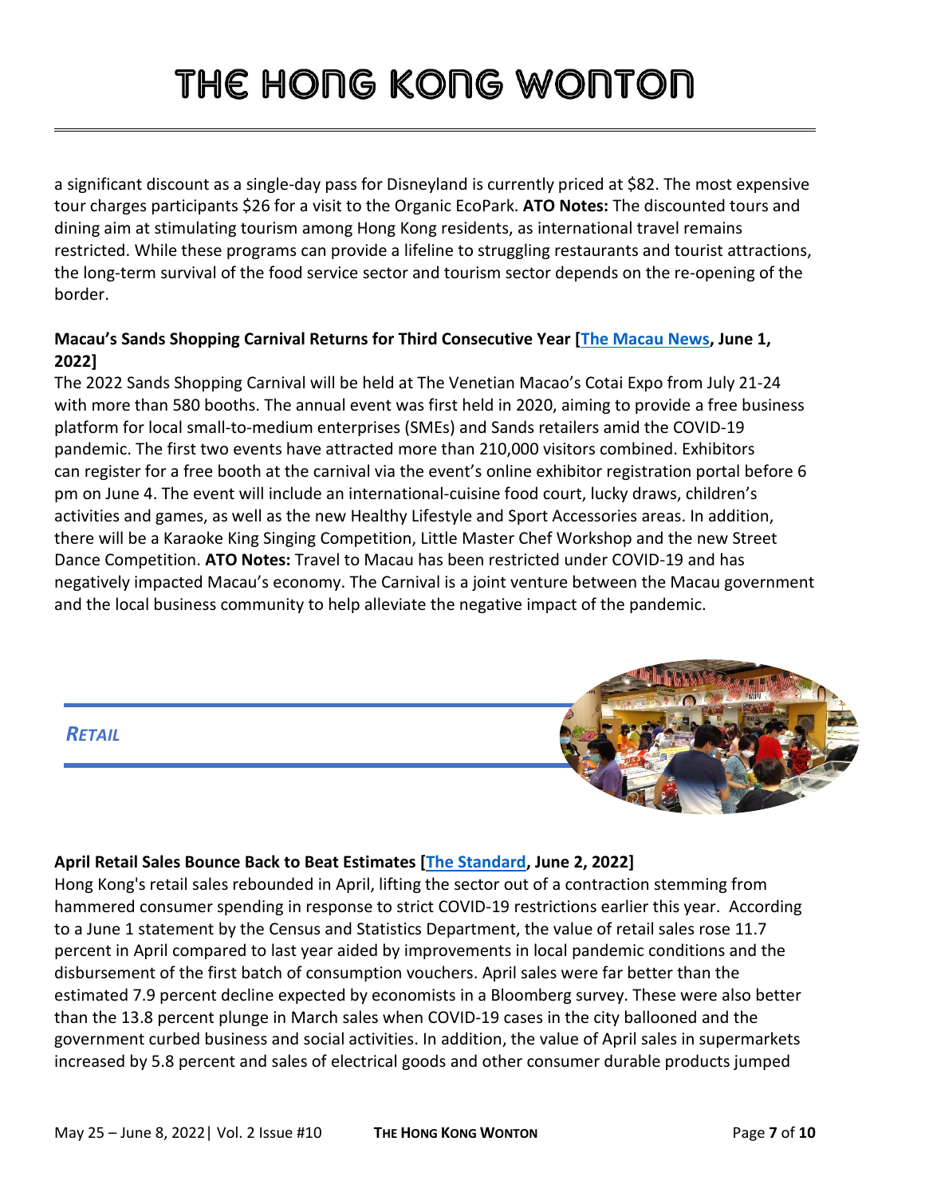a significant discount as a single-day pass for Disneyland is currently priced at $82. The most expensive tour charges participants $26 for a visit to the Organic EcoPark. **ATO Notes:** The discounted tours and dining aim at stimulating tourism among Hong Kong residents, as international travel remains restricted. While these programs can provide a lifeline to struggling restaurants and tourist attractions, the long-term survival of the food service sector and tourism sector depends on the re-opening of the border.

**Macau's Sands Shopping Carnival Returns for Third Consecutive Year [The Macau News, June 1, 2022]**

The 2022 Sands Shopping Carnival will be held at The Venetian Macao's Cotai Expo from July 21-24 with more than 580 booths. The annual event was first held in 2020, aiming to provide a free business platform for local small-to-medium enterprises (SMEs) and Sands retailers amid the COVID-19 pandemic. The first two events have attracted more than 210,000 visitors combined. Exhibitors can register for a free booth at the carnival via the event's online exhibitor registration portal before 6 pm on June 4. The event will include an international-cuisine food court, lucky draws, children's activities and games, as well as the new Healthy Lifestyle and Sport Accessories areas. In addition, there will be a Karaoke King Singing Competition, Little Master Chef Workshop and the new Street Dance Competition. **ATO Notes:** Travel to Macau has been restricted under COVID-19 and has negatively impacted Macau's economy. The Carnival is a joint venture between the Macau government and the local business community to help alleviate the negative impact of the pandemic.

## *RETAIL*

**April Retail Sales Bounce Back to Beat Estimates [The Standard, June 2, 2022]**

Hong Kong's retail sales rebounded in April, lifting the sector out of a contraction stemming from hammered consumer spending in response to strict COVID-19 restrictions earlier this year. According to a June 1 statement by the Census and Statistics Department, the value of retail sales rose 11.7 percent in April compared to last year aided by improvements in local pandemic conditions and the disbursement of the first batch of consumption vouchers. April sales were far better than the estimated 7.9 percent decline expected by economists in a Bloomberg survey. These were also better than the 13.8 percent plunge in March sales when COVID-19 cases in the city ballooned and the government curbed business and social activities. In addition, the value of April sales in supermarkets increased by 5.8 percent and sales of electrical goods and other consumer durable products jumped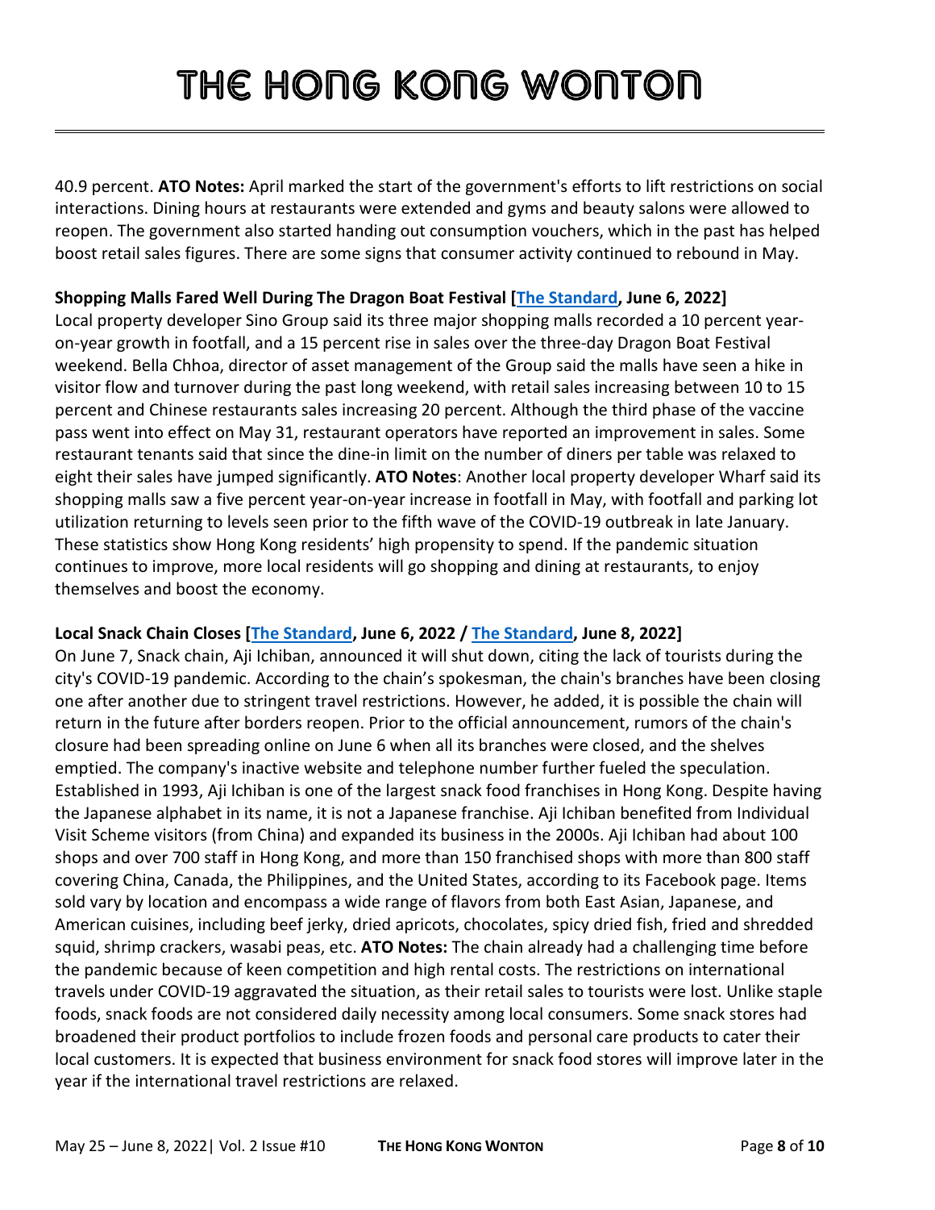40.9 percent. **ATO Notes:** April marked the start of the government's efforts to lift restrictions on social interactions. Dining hours at restaurants were extended and gyms and beauty salons were allowed to reopen. The government also started handing out consumption vouchers, which in the past has helped boost retail sales figures. There are some signs that consumer activity continued to rebound in May.

**Shopping Malls Fared Well During The Dragon Boat Festival [The Standard, June 6, 2022]**
Local property developer Sino Group said its three major shopping malls recorded a 10 percent year-on-year growth in footfall, and a 15 percent rise in sales over the three-day Dragon Boat Festival weekend. Bella Chhoa, director of asset management of the Group said the malls have seen a hike in visitor flow and turnover during the past long weekend, with retail sales increasing between 10 to 15 percent and Chinese restaurants sales increasing 20 percent. Although the third phase of the vaccine pass went into effect on May 31, restaurant operators have reported an improvement in sales. Some restaurant tenants said that since the dine-in limit on the number of diners per table was relaxed to eight their sales have jumped significantly. **ATO Notes**: Another local property developer Wharf said its shopping malls saw a five percent year-on-year increase in footfall in May, with footfall and parking lot utilization returning to levels seen prior to the fifth wave of the COVID-19 outbreak in late January. These statistics show Hong Kong residents' high propensity to spend. If the pandemic situation continues to improve, more local residents will go shopping and dining at restaurants, to enjoy themselves and boost the economy.

**Local Snack Chain Closes [The Standard, June 6, 2022 / The Standard, June 8, 2022]**
On June 7, Snack chain, Aji Ichiban, announced it will shut down, citing the lack of tourists during the city's COVID-19 pandemic. According to the chain's spokesman, the chain's branches have been closing one after another due to stringent travel restrictions. However, he added, it is possible the chain will return in the future after borders reopen. Prior to the official announcement, rumors of the chain's closure had been spreading online on June 6 when all its branches were closed, and the shelves emptied. The company's inactive website and telephone number further fueled the speculation. Established in 1993, Aji Ichiban is one of the largest snack food franchises in Hong Kong. Despite having the Japanese alphabet in its name, it is not a Japanese franchise. Aji Ichiban benefited from Individual Visit Scheme visitors (from China) and expanded its business in the 2000s. Aji Ichiban had about 100 shops and over 700 staff in Hong Kong, and more than 150 franchised shops with more than 800 staff covering China, Canada, the Philippines, and the United States, according to its Facebook page. Items sold vary by location and encompass a wide range of flavors from both East Asian, Japanese, and American cuisines, including beef jerky, dried apricots, chocolates, spicy dried fish, fried and shredded squid, shrimp crackers, wasabi peas, etc. **ATO Notes:** The chain already had a challenging time before the pandemic because of keen competition and high rental costs. The restrictions on international travels under COVID-19 aggravated the situation, as their retail sales to tourists were lost. Unlike staple foods, snack foods are not considered daily necessity among local consumers. Some snack stores had broadened their product portfolios to include frozen foods and personal care products to cater their local customers. It is expected that business environment for snack food stores will improve later in the year if the international travel restrictions are relaxed.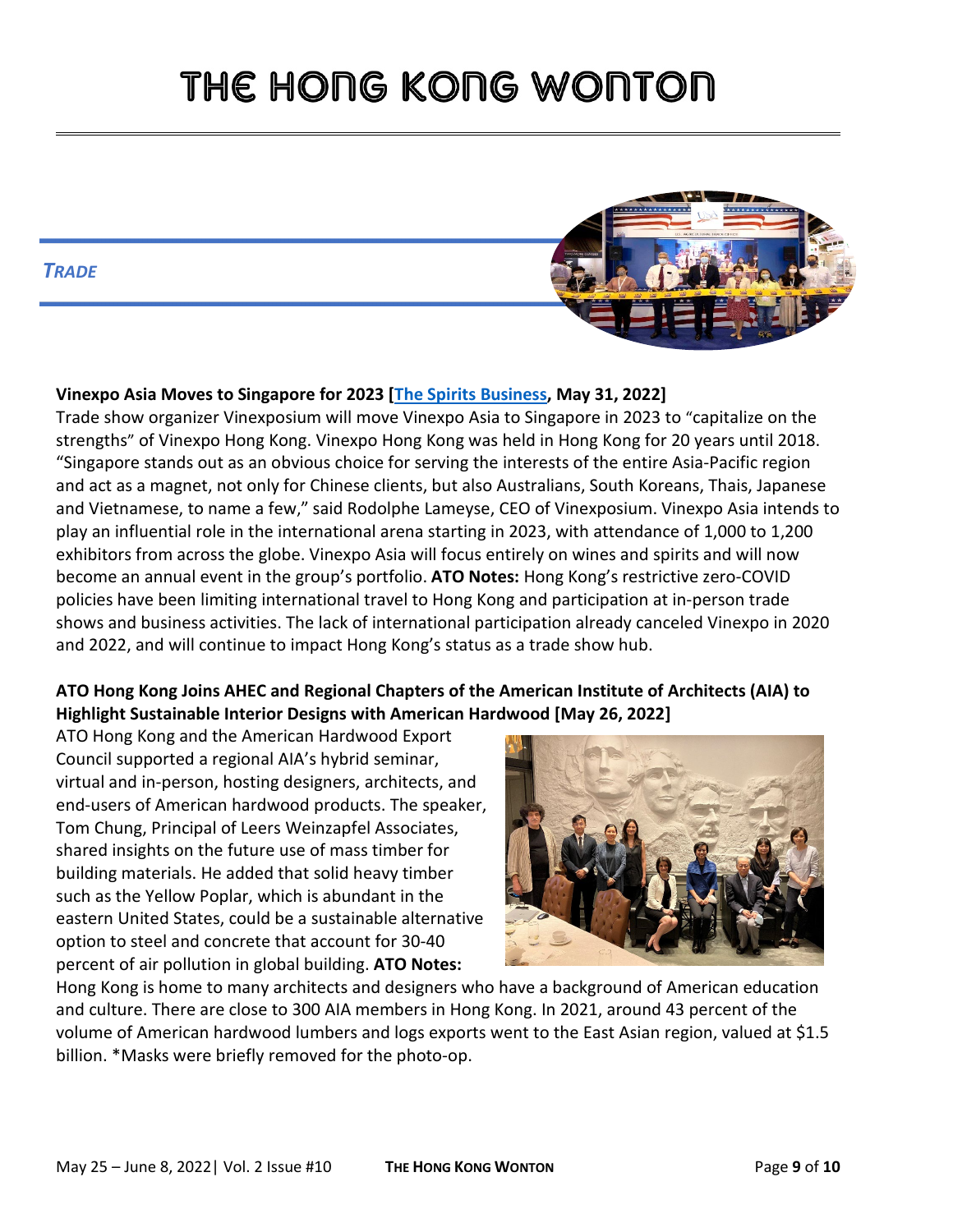# THE HONG KONG WONTON

## *TRADE*

**Vinexpo Asia Moves to Singapore for 2023 [The Spirits Business, May 31, 2022]**
Trade show organizer Vinexposium will move Vinexpo Asia to Singapore in 2023 to "capitalize on the strengths" of Vinexpo Hong Kong. Vinexpo Hong Kong was held in Hong Kong for 20 years until 2018. "Singapore stands out as an obvious choice for serving the interests of the entire Asia-Pacific region and act as a magnet, not only for Chinese clients, but also Australians, South Koreans, Thais, Japanese and Vietnamese, to name a few," said Rodolphe Lameyse, CEO of Vinexposium. Vinexpo Asia intends to play an influential role in the international arena starting in 2023, with attendance of 1,000 to 1,200 exhibitors from across the globe. Vinexpo Asia will focus entirely on wines and spirits and will now become an annual event in the group's portfolio. **ATO Notes:** Hong Kong's restrictive zero-COVID policies have been limiting international travel to Hong Kong and participation at in-person trade shows and business activities. The lack of international participation already canceled Vinexpo in 2020 and 2022, and will continue to impact Hong Kong's status as a trade show hub.

**ATO Hong Kong Joins AHEC and Regional Chapters of the American Institute of Architects (AIA) to Highlight Sustainable Interior Designs with American Hardwood [May 26, 2022]**
ATO Hong Kong and the American Hardwood Export Council supported a regional AIA's hybrid seminar, virtual and in-person, hosting designers, architects, and end-users of American hardwood products. The speaker, Tom Chung, Principal of Leers Weinzapfel Associates, shared insights on the future use of mass timber for building materials. He added that solid heavy timber such as the Yellow Poplar, which is abundant in the eastern United States, could be a sustainable alternative option to steel and concrete that account for 30-40 percent of air pollution in global building. **ATO Notes:** Hong Kong is home to many architects and designers who have a background of American education and culture. There are close to 300 AIA members in Hong Kong. In 2021, around 43 percent of the volume of American hardwood lumbers and logs exports went to the East Asian region, valued at $1.5 billion. *Masks were briefly removed for the photo-op.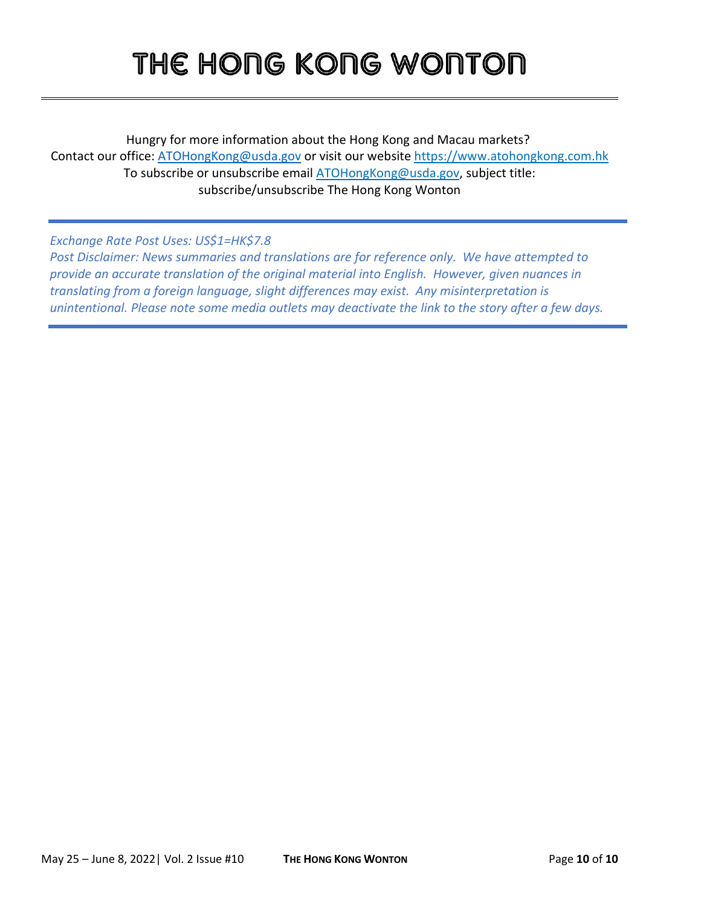# THE HONG KONG WONTON

Hungry for more information about the Hong Kong and Macau markets?
Contact our office: ATOHongKong@usda.gov or visit our website https://www.atohongkong.com.hk
To subscribe or unsubscribe email ATOHongKong@usda.gov, subject title:
subscribe/unsubscribe The Hong Kong Wonton

*Exchange Rate Post Uses: US$1=HK$7.8*
*Post Disclaimer: News summaries and translations are for reference only. We have attempted to provide an accurate translation of the original material into English. However, given nuances in translating from a foreign language, slight differences may exist. Any misinterpretation is unintentional. Please note some media outlets may deactivate the link to the story after a few days.*